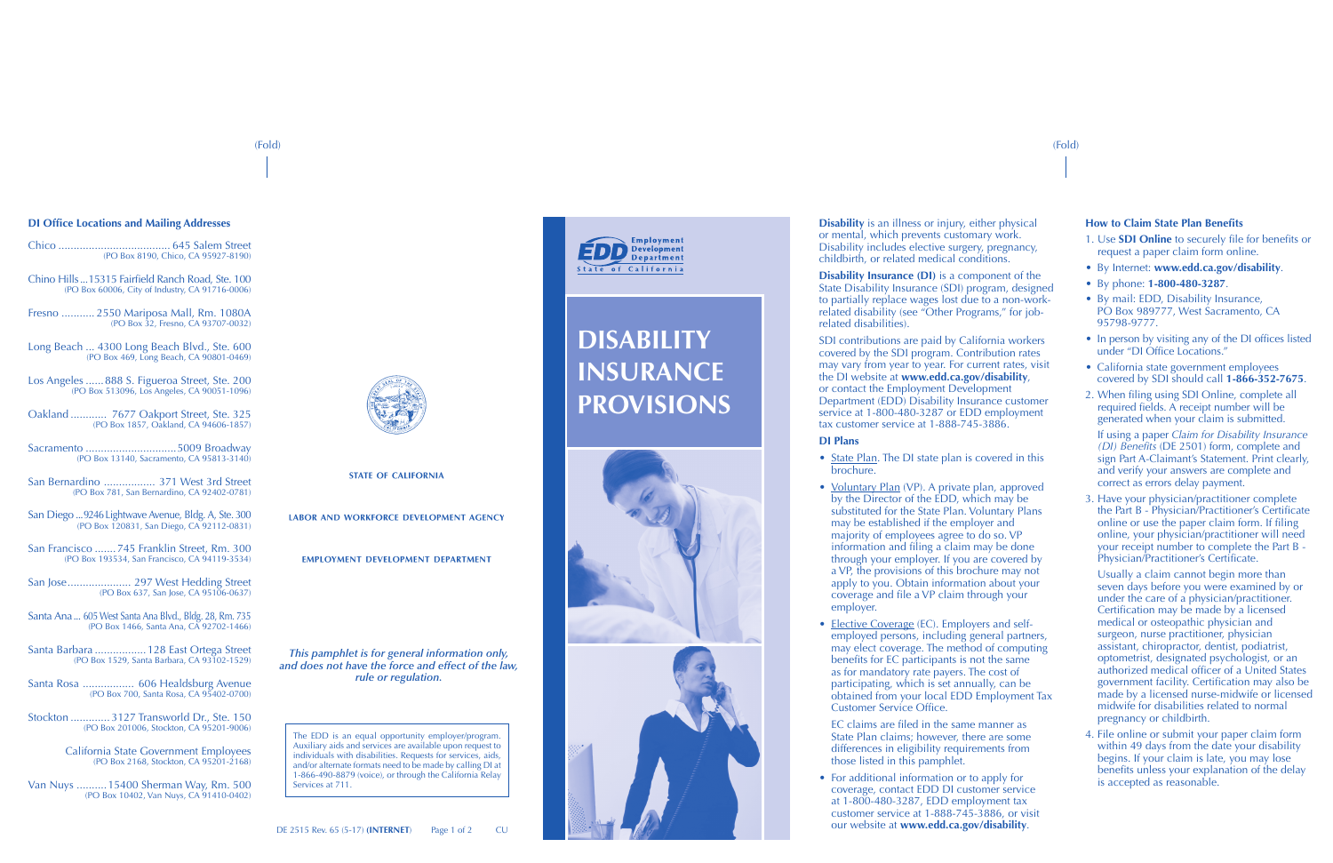## DI Office Locations and Mailing Addresses

Chico ..................................... 645 Salem Street
(PO Box 8190, Chico, CA 95927-8190)

Chino Hills ... 15315 Fairfield Ranch Road, Ste. 100
(PO Box 60006, City of Industry, CA 91716-0006)

Fresno ........... 2550 Mariposa Mall, Rm. 1080A
(PO Box 32, Fresno, CA 93707-0032)

Long Beach ... 4300 Long Beach Blvd., Ste. 600
(PO Box 469, Long Beach, CA 90801-0469)

Los Angeles ...... 888 S. Figueroa Street, Ste. 200
(PO Box 513096, Los Angeles, CA 90051-1096)

Oakland ............ 7677 Oakport Street, Ste. 325
(PO Box 1857, Oakland, CA 94606-1857)

Sacramento .............................. 5009 Broadway
(PO Box 13140, Sacramento, CA 95813-3140)

San Bernardino ................. 371 West 3rd Street
(PO Box 781, San Bernardino, CA 92402-0781)

San Diego ... 9246 Lightwave Avenue, Bldg. A, Ste. 300
(PO Box 120831, San Diego, CA 92112-0831)

San Francisco ....... 745 Franklin Street, Rm. 300
(PO Box 193534, San Francisco, CA 94119-3534)

San Jose..................... 297 West Hedding Street
(PO Box 637, San Jose, CA 95106-0637)

Santa Ana ... 605 West Santa Ana Blvd., Bldg. 28, Rm. 735
(PO Box 1466, Santa Ana, CA 92702-1466)

Santa Barbara ................ 128 East Ortega Street
(PO Box 1529, Santa Barbara, CA 93102-1529)

Santa Rosa ................. 606 Healdsburg Avenue
(PO Box 700, Santa Rosa, CA 95402-0700)

Stockton ............. 3127 Transworld Dr., Ste. 150
(PO Box 201006, Stockton, CA 95201-9006)

California State Government Employees
(PO Box 2168, Stockton, CA 95201-2168)

Van Nuys .......... 15400 Sherman Way, Rm. 500
(PO Box 10402, Van Nuys, CA 91410-0402)

**STATE OF CALIFORNIA**

**LABOR AND WORKFORCE DEVELOPMENT AGENCY**

**EMPLOYMENT DEVELOPMENT DEPARTMENT**

***This pamphlet is for general information only, and does not have the force and effect of the law, rule or regulation.***

The EDD is an equal opportunity employer/program. Auxiliary aids and services are available upon request to individuals with disabilities. Requests for services, aids, and/or alternate formats need to be made by calling DI at 1-866-490-8879 (voice), or through the California Relay Services at 711.

DE 2515 Rev. 65 (5-17) **(INTERNET)**

EDD Employment Development Department State of California

# DISABILITY INSURANCE PROVISIONS

**Disability** is an illness or injury, either physical or mental, which prevents customary work. Disability includes elective surgery, pregnancy, childbirth, or related medical conditions.

**Disability Insurance (DI)** is a component of the State Disability Insurance (SDI) program, designed to partially replace wages lost due to a non-work-related disability (see "Other Programs," for job-related disabilities).

SDI contributions are paid by California workers covered by the SDI program. Contribution rates may vary from year to year. For current rates, visit the DI website at **www.edd.ca.gov/disability**, or contact the Employment Development Department (EDD) Disability Insurance customer service at 1-800-480-3287 or EDD employment tax customer service at 1-888-745-3886.

### DI Plans

- State Plan. The DI state plan is covered in this brochure.
- Voluntary Plan (VP). A private plan, approved by the Director of the EDD, which may be substituted for the State Plan. Voluntary Plans may be established if the employer and majority of employees agree to do so. VP information and filing a claim may be done through your employer. If you are covered by a VP, the provisions of this brochure may not apply to you. Obtain information about your coverage and file a VP claim through your employer.
- Elective Coverage (EC). Employers and self-employed persons, including general partners, may elect coverage. The method of computing benefits for EC participants is not the same as for mandatory rate payers. The cost of participating, which is set annually, can be obtained from your local EDD Employment Tax Customer Service Office.

  EC claims are filed in the same manner as State Plan claims; however, there are some differences in eligibility requirements from those listed in this pamphlet.
- For additional information or to apply for coverage, contact EDD DI customer service at 1-800-480-3287, EDD employment tax customer service at 1-888-745-3886, or visit our website at **www.edd.ca.gov/disability**.

### How to Claim State Plan Benefits

1. Use **SDI Online** to securely file for benefits or request a paper claim form online.
   - By Internet: **www.edd.ca.gov/disability**.
   - By phone: **1-800-480-3287**.
   - By mail: EDD, Disability Insurance, PO Box 989777, West Sacramento, CA 95798-9777.
   - In person by visiting any of the DI offices listed under "DI Office Locations."
   - California state government employees covered by SDI should call **1-866-352-7675**.
2. When filing using SDI Online, complete all required fields. A receipt number will be generated when your claim is submitted.

   If using a paper *Claim for Disability Insurance (DI) Benefits* (DE 2501) form, complete and sign Part A-Claimant's Statement. Print clearly, and verify your answers are complete and correct as errors delay payment.
3. Have your physician/practitioner complete the Part B - Physician/Practitioner's Certificate online or use the paper claim form. If filing online, your physician/practitioner will need your receipt number to complete the Part B - Physician/Practitioner's Certificate.

   Usually a claim cannot begin more than seven days before you were examined by or under the care of a physician/practitioner. Certification may be made by a licensed medical or osteopathic physician and surgeon, nurse practitioner, physician assistant, chiropractor, dentist, podiatrist, optometrist, designated psychologist, or an authorized medical officer of a United States government facility. Certification may also be made by a licensed nurse-midwife or licensed midwife for disabilities related to normal pregnancy or childbirth.
4. File online or submit your paper claim form within 49 days from the date your disability begins. If your claim is late, you may lose benefits unless your explanation of the delay is accepted as reasonable.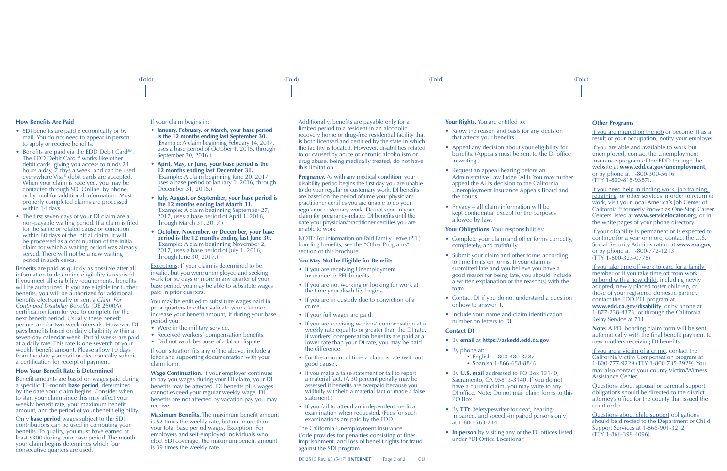## How Benefits Are Paid

- SDI benefits are paid electronically or by mail. You do not need to appear in person to apply or receive benefits.
- Benefits are paid via the EDD Debit Card℠. The EDD Debit Card℠ works like other debit cards, giving you access to funds 24 hours a day, 7 days a week, and can be used everywhere Visa® debit cards are accepted. When your claim is received, you may be contacted through SDI Online, by phone, or by mail for additional information. Most properly completed claims are processed within 14 days.
- The first seven days of your DI claim are a non-payable waiting period. If a claim is filed for the same or related cause or condition within 60 days of the initial claim, it will be processed as a continuation of the initial claim for which a waiting period was already served. There will not be a new waiting period in such cases.

Benefits are paid as quickly as possible after all information to determine eligibility is received. If you meet all eligibility requirements, benefits will be authorized. If you are eligible for further benefits, you will be authorized for additional benefits electronically or sent a *Claim For Continued Disability Benefits* (DE 2500A) certification form for you to complete for the next benefit period. Usually these benefit periods are for two-week intervals. However, DI pays benefits based on daily eligibility within a seven-day calendar week. Partial weeks are paid at a daily rate. This rate is one-seventh of your weekly benefit amount. Please allow 10 days from the date you mail or electronically submit a certification for receipt of payment.

### How Your Benefit Rate is Determined

Benefit amounts are based on wages paid during a specific 12-month **base period**, determined by the date your claim begins. Consider when to start your claim since this may affect your weekly benefit rate, your maximum benefit amount, and the period of your benefit eligibility.

Only **base period** wages subject to the SDI contributions can be used in computing your benefits. To qualify, you must have earned at least $300 during your base period. The month your claim begins determines which four consecutive quarters are used.

If your claim begins in:

- **January, February, or March, your base period is the 12 months <u>ending</u> last September 30.** (Example: A claim beginning February 14, 2017, uses a base period of October 1, 2015, through September 30, 2016.)
- **April, May, or June, your base period is the 12 months <u>ending</u> last December 31.** (Example: A claim beginning June 20, 2017, uses a base period of January 1, 2016, through December 31, 2016.)
- **July, August, or September, your base period is the 12 months <u>ending</u> last March 31.** (Example: A claim beginning September 27, 2017, uses a base period of April 1, 2016, through March 31, 2017.)
- **October, November, or December, your base period is the 12 months <u>ending</u> last June 30.** (Example: A claim beginning November 2, 2017, uses a base period of July 1, 2016, through June 30, 2017.)

<u>Exceptions</u>: If your claim is determined to be invalid, but you were unemployed and seeking work for 60 days or more in any quarter of your base period, you may be able to substitute wages paid in prior quarters.

You may be entitled to substitute wages paid in prior quarters to either validate your claim or increase your benefit amount, if during your base period you:

- Were in the military service.
- Received workers' compensation benefits.
- Did not work because of a labor dispute.

If your situation fits any of the above, include a letter and supporting documentation with your claim form.

**Wage Continuation.** If your employer continues to pay you wages during your DI claim, your DI benefits may be affected. DI benefits plus wages cannot exceed your regular weekly wage. DI benefits are not affected by vacation pay you may receive.

**Maximum Benefits.** The maximum benefit amount is 52 times the weekly rate, but not more than your total base period wages. Exception: For employers and self-employed individuals who elect SDI coverage, the maximum benefit amount is 39 times the weekly rate.

Additionally, benefits are payable only for a limited period to a resident in an alcoholic recovery home or drug-free residential facility that is both licensed and certified by the state in which the facility is located. However, disabilities related to or caused by acute or chronic alcoholism or drug abuse, being medically treated, do not have this limitation.

**Pregnancy.** As with any medical condition, your disability period begins the first day you are unable to do your regular or customary work. DI benefits are based on the period of time your physician/practitioner certifies you are unable to do your regular or customary work. Do not send in your claim for pregnancy-related DI benefits until the date your physician/practitioner certifies you are unable to work.

NOTE: For information on Paid Family Leave (PFL) bonding benefits, see the "Other Programs" section of this brochure.

### You May Not be Eligible for Benefits

- If you are receiving Unemployment Insurance or PFL benefits.
- If you are not working or looking for work at the time your disability begins.
- If you are in custody due to conviction of a crime.
- If your full wages are paid.
- If you are receiving workers' compensation at a weekly rate equal to or greater than the DI rate. If workers' compensation benefits are paid at a lower rate than your DI rate, you may be paid the difference.
- For the amount of time a claim is late (without good cause).
- If you make a false statement or fail to report a material fact. (A 30 percent penalty may be assessed if benefits are overpaid because you willfully withheld a material fact or made a false statement.)
- If you fail to attend an independent medical examination when requested. (Fees for such examinations are paid by the EDD.)

The California Unemployment Insurance Code provides for penalties consisting of fines, imprisonment, and loss of benefit rights for fraud against the SDI program.

**Your Rights.** You are entitled to:

- Know the reason and basis for any decision that affects your benefits.
- Appeal any decision about your eligibility for benefits. (Appeals must be sent to the DI office in writing.)
- Request an appeal hearing before an Administrative Law Judge (ALJ). You may further appeal the ALJ's decision to the California Unemployment Insurance Appeals Board and the courts.
- Privacy – all claim information will be kept confidential except for the purposes allowed by law.

**Your Obligations.** Your responsibilities:

- Complete your claim and other forms correctly, completely, and truthfully.
- Submit your claim and other forms according to time limits on forms. If your claim is submitted late and you believe you have a good reason for being late, you should include a written explanation of the reason(s) with the form.
- Contact DI if you do not understand a question or how to answer it.
- Include your name and claim identification number on letters to DI.

### Contact DI

- By **email** at **https://askedd.edd.ca.gov**.
- By phone at:
  - English 1-800-480-3287
  - Spanish 1-866-658-8846
- By **U.S. mail** addressed to PO Box 13140, Sacramento, CA 95813-3140. If you do not have a current claim, you may write to any DI office. Note: Do not mail claim forms to this PO Box.
- By **TTY** (teletypewriter for deaf, hearing-impaired, and speech-impaired persons only) at 1-800-563-2441.
- **In person** by visiting any of the DI offices listed under "DI Office Locations."

### Other Programs

<u>If you are injured on the job</u> or become ill as a result of your occupation, notify your employer.

<u>If you are able and available to work</u> but unemployed, contact the Unemployment Insurance program of the EDD through the website at **www.edd.ca.gov/unemployment**, or by phone at 1-800-300-5616 (TTY 1-800-815-9387).

<u>If you need help in finding work, job training, retraining</u>, or other services in order to return to work, visit your local America's Job Center of California℠ formerly known as One-Stop Career Centers listed at **www.servicelocator.org**, or in the white pages of your phone directory.

<u>If your disability is permanent</u> or is expected to continue for a year or more, contact the U.S. Social Security Administration at **www.ssa.gov,** or by phone at 1-800-772-1213 (TTY 1-800-325-0778).

<u>If you take time off work to care for a family member</u> or <u>if you take time off from work to bond with a new child</u>, including newly adopted, newly placed foster children, or those of your registered domestic partner, contact the EDD PFL program at **www.edd.ca.gov/disability**, or by phone at 1-877-238-4373, or through the California Relay Service at 711.

**Note:** A PFL bonding claim form will be sent automatically with the final benefit payment to new mothers receiving DI benefits.

<u>If you are a victim of a crime</u>, contact the California Victim Compensation program at 1-800-777-9229 (TTY 1-800-735-2929). You may also contact your county Victim/Witness Assistance Center.

<u>Questions about spousal or parental support</u> obligations should be directed to the district attorney's office for the county that issued the court order.

<u>Questions about child support</u> obligations should be directed to the Department of Child Support Services at 1-866-901-3212 (TTY 1-866-399-4096).

DE 2515 Rev. 65 (5-17) **(INTERNET)** CU